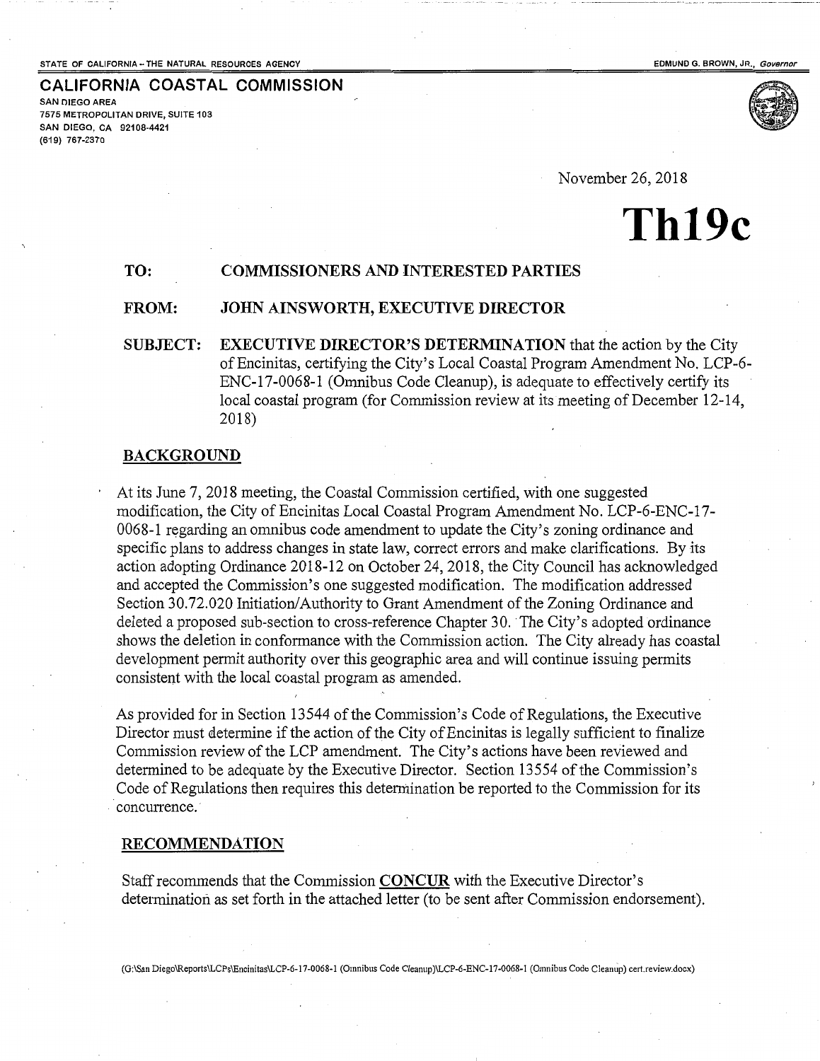STATE OF CALIFORNIA – THE NATURAL RESOURCES AGENCY — EDMUND G. BROWN, JR., *Governor*

**CALIFORNIA COASTAL COMMISSION**
SAN DIEGO AREA
7575 METROPOLITAN DRIVE, SUITE 103
SAN DIEGO, CA 92108-4421
(619) 767-2370

November 26, 2018

# Th19c

**TO:** **COMMISSIONERS AND INTERESTED PARTIES**

**FROM:** **JOHN AINSWORTH, EXECUTIVE DIRECTOR**

**SUBJECT:** **EXECUTIVE DIRECTOR'S DETERMINATION** that the action by the City of Encinitas, certifying the City's Local Coastal Program Amendment No. LCP-6-ENC-17-0068-1 (Omnibus Code Cleanup), is adequate to effectively certify its local coastal program (for Commission review at its meeting of December 12-14, 2018)

## BACKGROUND

At its June 7, 2018 meeting, the Coastal Commission certified, with one suggested modification, the City of Encinitas Local Coastal Program Amendment No. LCP-6-ENC-17-0068-1 regarding an omnibus code amendment to update the City's zoning ordinance and specific plans to address changes in state law, correct errors and make clarifications. By its action adopting Ordinance 2018-12 on October 24, 2018, the City Council has acknowledged and accepted the Commission's one suggested modification. The modification addressed Section 30.72.020 Initiation/Authority to Grant Amendment of the Zoning Ordinance and deleted a proposed sub-section to cross-reference Chapter 30. The City's adopted ordinance shows the deletion in conformance with the Commission action. The City already has coastal development permit authority over this geographic area and will continue issuing permits consistent with the local coastal program as amended.

As provided for in Section 13544 of the Commission's Code of Regulations, the Executive Director must determine if the action of the City of Encinitas is legally sufficient to finalize Commission review of the LCP amendment. The City's actions have been reviewed and determined to be adequate by the Executive Director. Section 13554 of the Commission's Code of Regulations then requires this determination be reported to the Commission for its concurrence.

## RECOMMENDATION

Staff recommends that the Commission **CONCUR** with the Executive Director's determination as set forth in the attached letter (to be sent after Commission endorsement).

(G:\San Diego\Reports\LCPs\Encinitas\LCP-6-17-0068-1 (Omnibus Code Cleanup)\LCP-6-ENC-17-0068-1 (Omnibus Code Cleanup) cert.review.docx)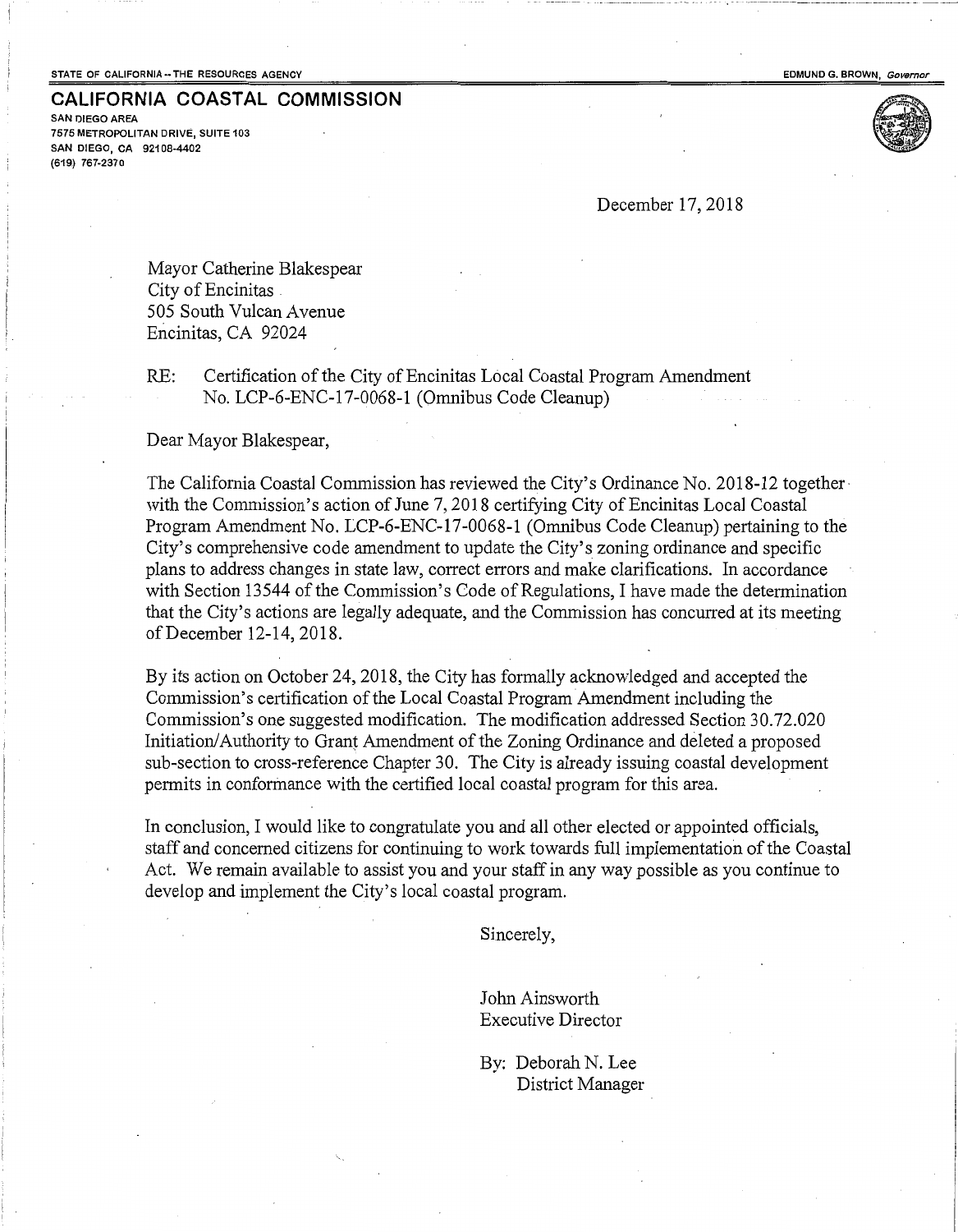STATE OF CALIFORNIA -- THE RESOURCES AGENCY

EDMUND G. BROWN, *Governor*

**CALIFORNIA COASTAL COMMISSION**

SAN DIEGO AREA
7575 METROPOLITAN DRIVE, SUITE 103
SAN DIEGO, CA 92108-4402
(619) 767-2370

December 17, 2018

Mayor Catherine Blakespear
City of Encinitas
505 South Vulcan Avenue
Encinitas, CA 92024

RE: Certification of the City of Encinitas Local Coastal Program Amendment No. LCP-6-ENC-17-0068-1 (Omnibus Code Cleanup)

Dear Mayor Blakespear,

The California Coastal Commission has reviewed the City's Ordinance No. 2018-12 together with the Commission's action of June 7, 2018 certifying City of Encinitas Local Coastal Program Amendment No. LCP-6-ENC-17-0068-1 (Omnibus Code Cleanup) pertaining to the City's comprehensive code amendment to update the City's zoning ordinance and specific plans to address changes in state law, correct errors and make clarifications. In accordance with Section 13544 of the Commission's Code of Regulations, I have made the determination that the City's actions are legally adequate, and the Commission has concurred at its meeting of December 12-14, 2018.

By its action on October 24, 2018, the City has formally acknowledged and accepted the Commission's certification of the Local Coastal Program Amendment including the Commission's one suggested modification. The modification addressed Section 30.72.020 Initiation/Authority to Grant Amendment of the Zoning Ordinance and deleted a proposed sub-section to cross-reference Chapter 30. The City is already issuing coastal development permits in conformance with the certified local coastal program for this area.

In conclusion, I would like to congratulate you and all other elected or appointed officials, staff and concerned citizens for continuing to work towards full implementation of the Coastal Act. We remain available to assist you and your staff in any way possible as you continue to develop and implement the City's local coastal program.

Sincerely,

John Ainsworth
Executive Director

By: Deborah N. Lee
District Manager